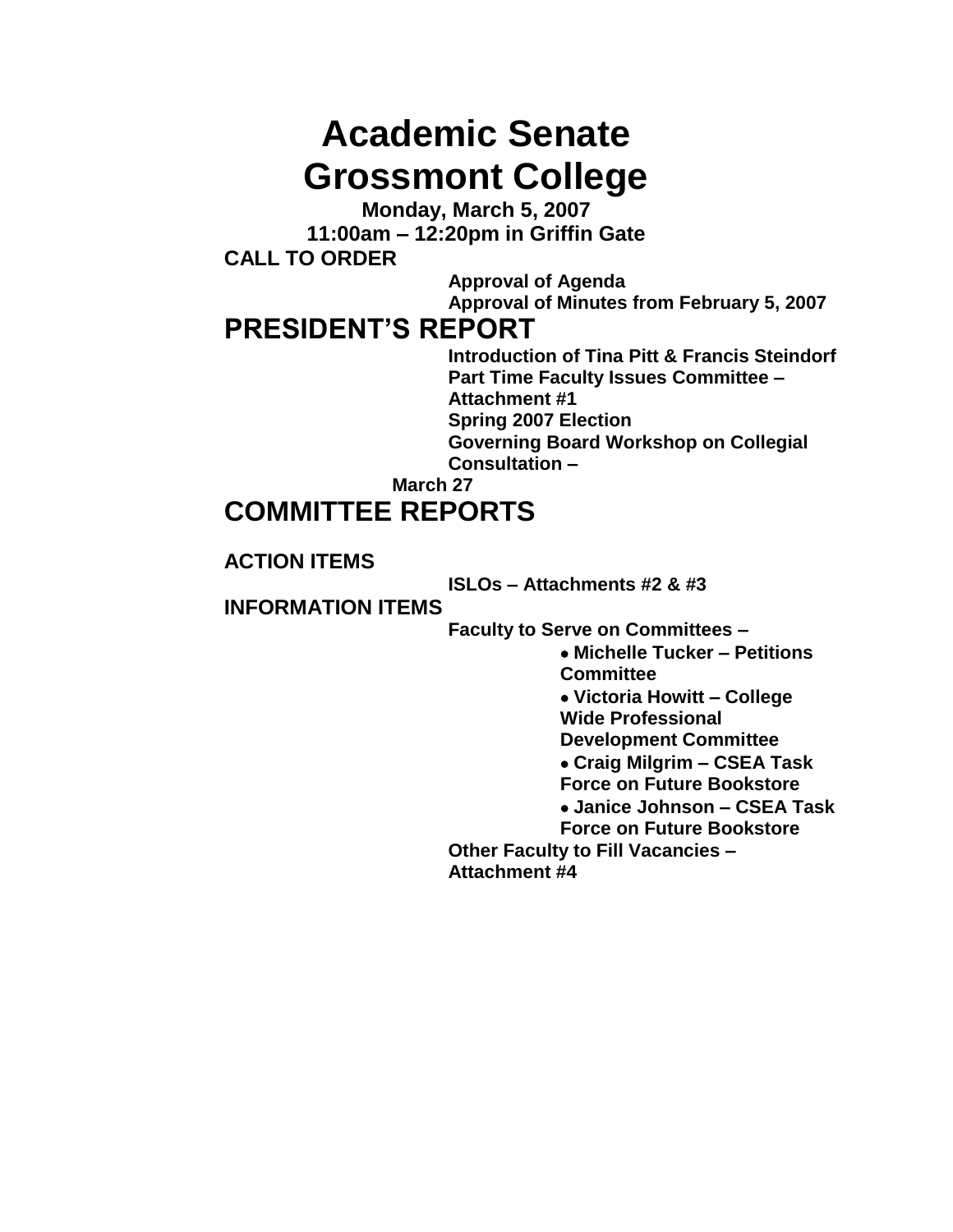# Academic Senate
# Grossmont College

**Monday, March 5, 2007**
**11:00am – 12:20pm in Griffin Gate**

**CALL TO ORDER**

- **Approval of Agenda**
- **Approval of Minutes from February 5, 2007**

## PRESIDENT'S REPORT

- **Introduction of Tina Pitt & Francis Steindorf**
- **Part Time Faculty Issues Committee – Attachment #1**
- **Spring 2007 Election**
- **Governing Board Workshop on Collegial Consultation – March 27**

## COMMITTEE REPORTS

**ACTION ITEMS**

- **ISLOs – Attachments #2 & #3**

**INFORMATION ITEMS**

- **Faculty to Serve on Committees –**
  - **Michelle Tucker – Petitions Committee**
  - **Victoria Howitt – College Wide Professional Development Committee**
  - **Craig Milgrim – CSEA Task Force on Future Bookstore**
  - **Janice Johnson – CSEA Task Force on Future Bookstore**
- **Other Faculty to Fill Vacancies – Attachment #4**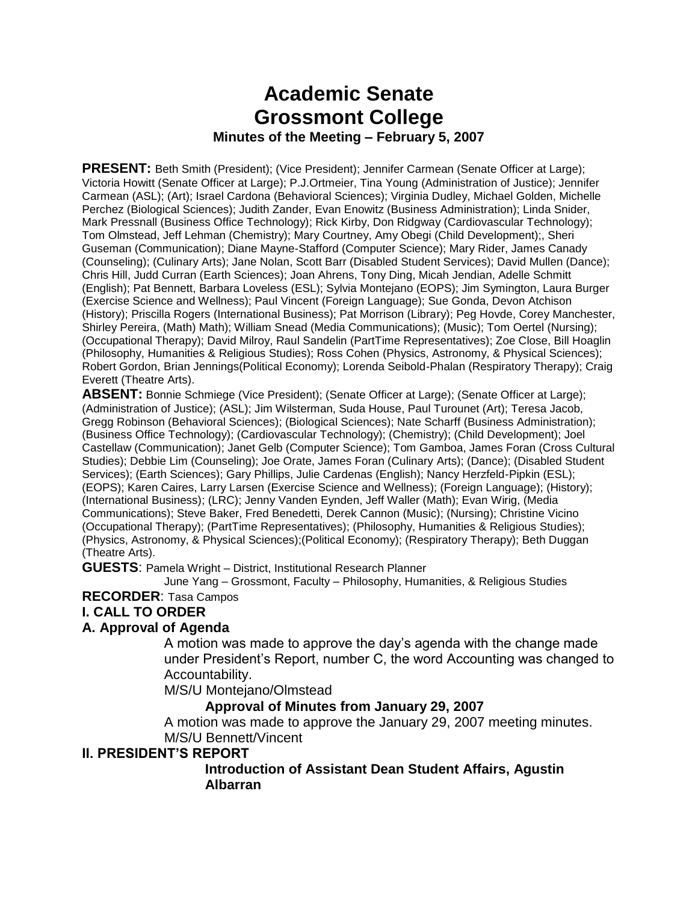# Academic Senate
# Grossmont College
### Minutes of the Meeting – February 5, 2007

**PRESENT:** Beth Smith (President); (Vice President); Jennifer Carmean (Senate Officer at Large); Victoria Howitt (Senate Officer at Large); P.J.Ortmeier, Tina Young (Administration of Justice); Jennifer Carmean (ASL); (Art); Israel Cardona (Behavioral Sciences); Virginia Dudley, Michael Golden, Michelle Perchez (Biological Sciences); Judith Zander, Evan Enowitz (Business Administration); Linda Snider, Mark Pressnall (Business Office Technology); Rick Kirby, Don Ridgway (Cardiovascular Technology); Tom Olmstead, Jeff Lehman (Chemistry); Mary Courtney, Amy Obegi (Child Development);, Sheri Guseman (Communication); Diane Mayne-Stafford (Computer Science); Mary Rider, James Canady (Counseling); (Culinary Arts); Jane Nolan, Scott Barr (Disabled Student Services); David Mullen (Dance); Chris Hill, Judd Curran (Earth Sciences); Joan Ahrens, Tony Ding, Micah Jendian, Adelle Schmitt (English); Pat Bennett, Barbara Loveless (ESL); Sylvia Montejano (EOPS); Jim Symington, Laura Burger (Exercise Science and Wellness); Paul Vincent (Foreign Language); Sue Gonda, Devon Atchison (History); Priscilla Rogers (International Business); Pat Morrison (Library); Peg Hovde, Corey Manchester, Shirley Pereira, (Math) Math); William Snead (Media Communications); (Music); Tom Oertel (Nursing); (Occupational Therapy); David Milroy, Raul Sandelin (PartTime Representatives); Zoe Close, Bill Hoaglin (Philosophy, Humanities & Religious Studies); Ross Cohen (Physics, Astronomy, & Physical Sciences); Robert Gordon, Brian Jennings(Political Economy); Lorenda Seibold-Phalan (Respiratory Therapy); Craig Everett (Theatre Arts).

**ABSENT:** Bonnie Schmiege (Vice President); (Senate Officer at Large); (Senate Officer at Large); (Administration of Justice); (ASL); Jim Wilsterman, Suda House, Paul Turounet (Art); Teresa Jacob, Gregg Robinson (Behavioral Sciences); (Biological Sciences); Nate Scharff (Business Administration); (Business Office Technology); (Cardiovascular Technology); (Chemistry); (Child Development); Joel Castellaw (Communication); Janet Gelb (Computer Science); Tom Gamboa, James Foran (Cross Cultural Studies); Debbie Lim (Counseling); Joe Orate, James Foran (Culinary Arts); (Dance); (Disabled Student Services); (Earth Sciences); Gary Phillips, Julie Cardenas (English); Nancy Herzfeld-Pipkin (ESL); (EOPS); Karen Caires, Larry Larsen (Exercise Science and Wellness); (Foreign Language); (History); (International Business); (LRC); Jenny Vanden Eynden, Jeff Waller (Math); Evan Wirig, (Media Communications); Steve Baker, Fred Benedetti, Derek Cannon (Music); (Nursing); Christine Vicino (Occupational Therapy); (PartTime Representatives); (Philosophy, Humanities & Religious Studies); (Physics, Astronomy, & Physical Sciences);(Political Economy); (Respiratory Therapy); Beth Duggan (Theatre Arts).

**GUESTS**: Pamela Wright – District, Institutional Research Planner
June Yang – Grossmont, Faculty – Philosophy, Humanities, & Religious Studies

**RECORDER**: Tasa Campos

## I. CALL TO ORDER

### A. Approval of Agenda

A motion was made to approve the day's agenda with the change made under President's Report, number C, the word Accounting was changed to Accountability.

M/S/U Montejano/Olmstead

**Approval of Minutes from January 29, 2007**

A motion was made to approve the January 29, 2007 meeting minutes.

M/S/U Bennett/Vincent

## II. PRESIDENT'S REPORT

**Introduction of Assistant Dean Student Affairs, Agustin Albarran**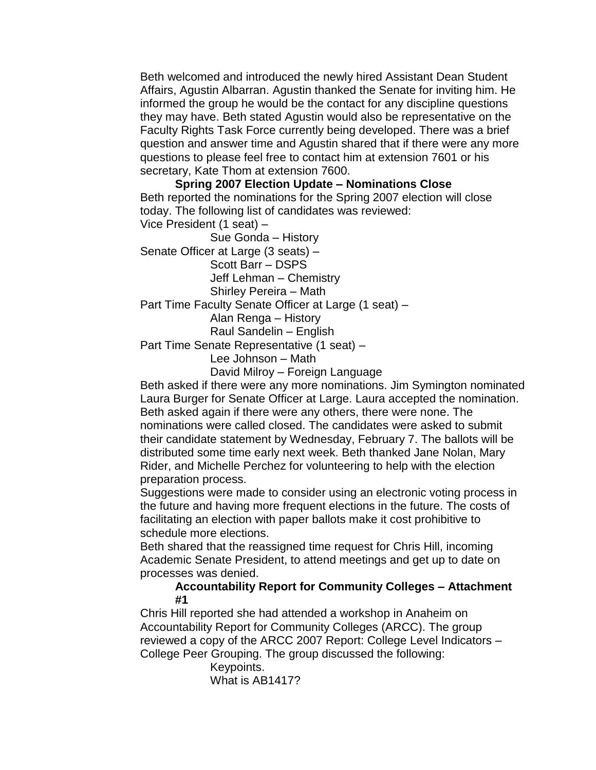Beth welcomed and introduced the newly hired Assistant Dean Student Affairs, Agustin Albarran. Agustin thanked the Senate for inviting him. He informed the group he would be the contact for any discipline questions they may have. Beth stated Agustin would also be representative on the Faculty Rights Task Force currently being developed. There was a brief question and answer time and Agustin shared that if there were any more questions to please feel free to contact him at extension 7601 or his secretary, Kate Thom at extension 7600.

**Spring 2007 Election Update – Nominations Close**

Beth reported the nominations for the Spring 2007 election will close today. The following list of candidates was reviewed:

Vice President (1 seat) –

- Sue Gonda – History

Senate Officer at Large (3 seats) –

- Scott Barr – DSPS
- Jeff Lehman – Chemistry
- Shirley Pereira – Math

Part Time Faculty Senate Officer at Large (1 seat) –

- Alan Renga – History
- Raul Sandelin – English

Part Time Senate Representative (1 seat) –

- Lee Johnson – Math
- David Milroy – Foreign Language

Beth asked if there were any more nominations. Jim Symington nominated Laura Burger for Senate Officer at Large. Laura accepted the nomination. Beth asked again if there were any others, there were none. The nominations were called closed. The candidates were asked to submit their candidate statement by Wednesday, February 7. The ballots will be distributed some time early next week. Beth thanked Jane Nolan, Mary Rider, and Michelle Perchez for volunteering to help with the election preparation process.

Suggestions were made to consider using an electronic voting process in the future and having more frequent elections in the future. The costs of facilitating an election with paper ballots make it cost prohibitive to schedule more elections.

Beth shared that the reassigned time request for Chris Hill, incoming Academic Senate President, to attend meetings and get up to date on processes was denied.

**Accountability Report for Community Colleges – Attachment #1**

Chris Hill reported she had attended a workshop in Anaheim on Accountability Report for Community Colleges (ARCC). The group reviewed a copy of the ARCC 2007 Report: College Level Indicators – College Peer Grouping. The group discussed the following:

- Keypoints.
- What is AB1417?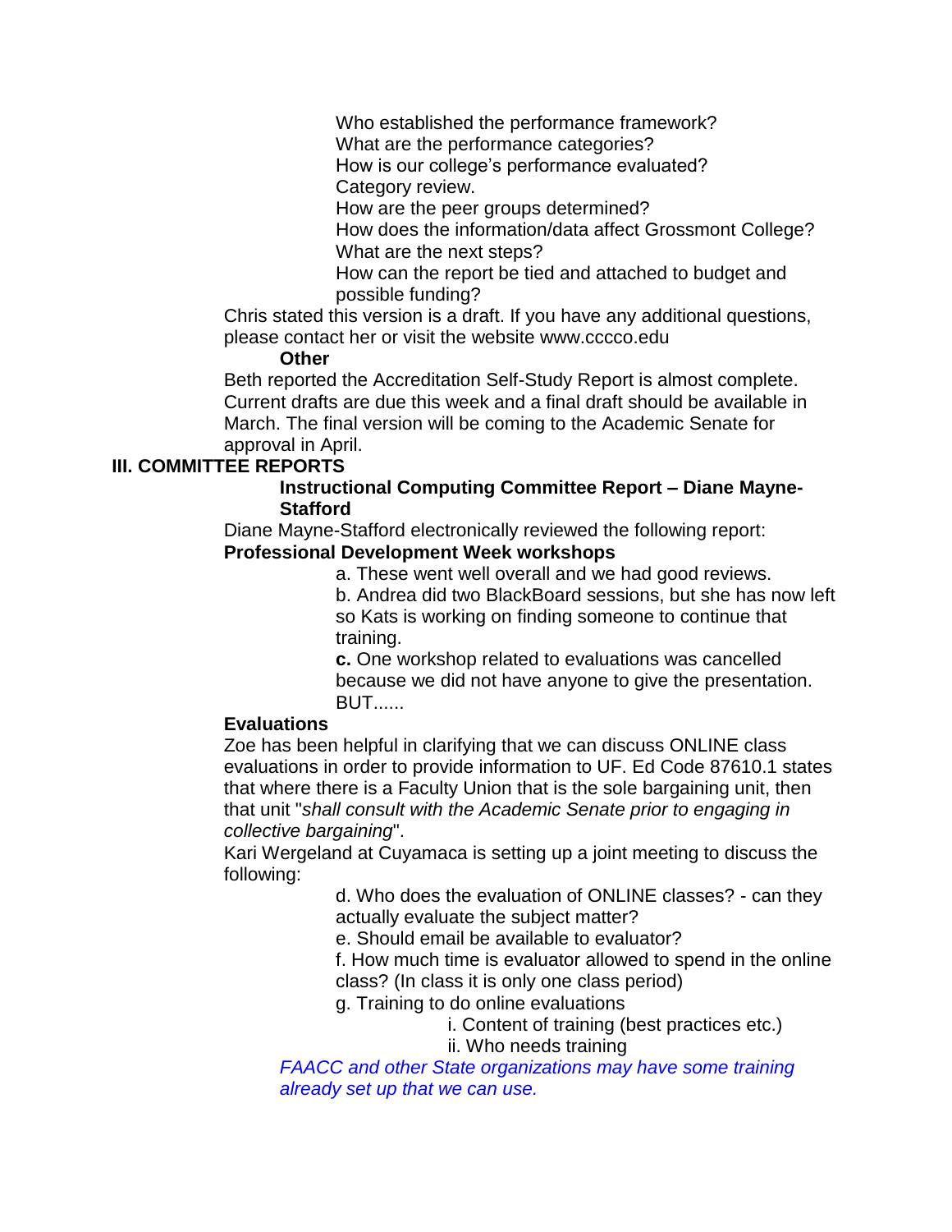Who established the performance framework?
What are the performance categories?
How is our college's performance evaluated?
Category review.
How are the peer groups determined?
How does the information/data affect Grossmont College?
What are the next steps?
How can the report be tied and attached to budget and possible funding?

Chris stated this version is a draft. If you have any additional questions, please contact her or visit the website www.cccco.edu

**Other**

Beth reported the Accreditation Self-Study Report is almost complete. Current drafts are due this week and a final draft should be available in March. The final version will be coming to the Academic Senate for approval in April.

## III. COMMITTEE REPORTS

**Instructional Computing Committee Report – Diane Mayne-Stafford**

Diane Mayne-Stafford electronically reviewed the following report:

**Professional Development Week workshops**

a. These went well overall and we had good reviews.
b. Andrea did two BlackBoard sessions, but she has now left so Kats is working on finding someone to continue that training.
**c.** One workshop related to evaluations was cancelled because we did not have anyone to give the presentation. BUT......

**Evaluations**

Zoe has been helpful in clarifying that we can discuss ONLINE class evaluations in order to provide information to UF. Ed Code 87610.1 states that where there is a Faculty Union that is the sole bargaining unit, then that unit "*shall consult with the Academic Senate prior to engaging in collective bargaining*".

Kari Wergeland at Cuyamaca is setting up a joint meeting to discuss the following:

d. Who does the evaluation of ONLINE classes? - can they actually evaluate the subject matter?
e. Should email be available to evaluator?
f. How much time is evaluator allowed to spend in the online class? (In class it is only one class period)
g. Training to do online evaluations
  i. Content of training (best practices etc.)
  ii. Who needs training

*FAACC and other State organizations may have some training already set up that we can use.*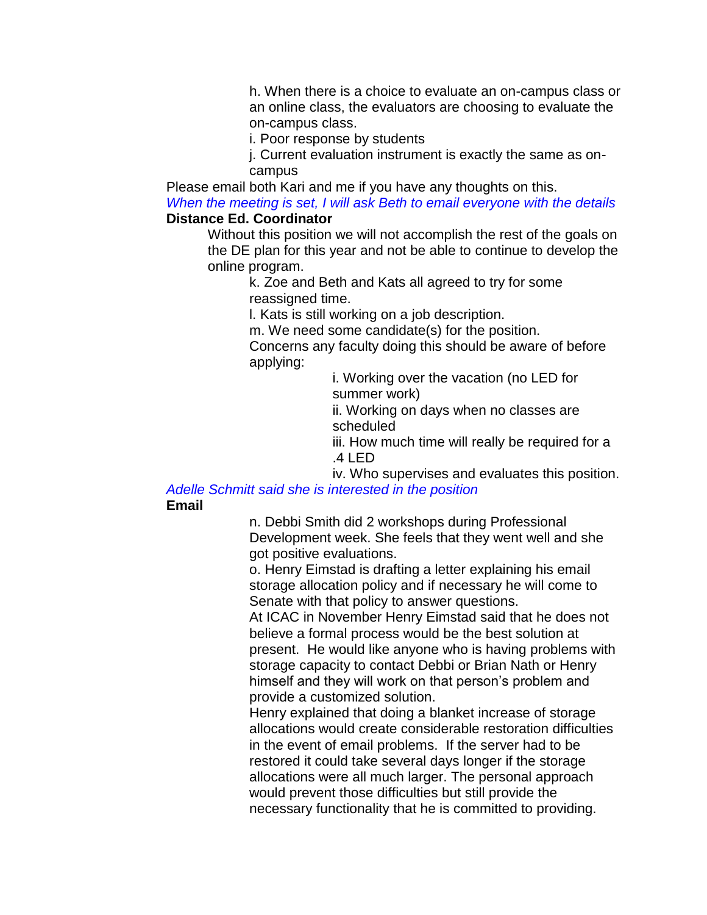h. When there is a choice to evaluate an on-campus class or an online class, the evaluators are choosing to evaluate the on-campus class.

i. Poor response by students

j. Current evaluation instrument is exactly the same as on-campus

Please email both Kari and me if you have any thoughts on this.

*When the meeting is set, I will ask Beth to email everyone with the details*

**Distance Ed. Coordinator**

Without this position we will not accomplish the rest of the goals on the DE plan for this year and not be able to continue to develop the online program.

k. Zoe and Beth and Kats all agreed to try for some reassigned time.

l. Kats is still working on a job description.

m. We need some candidate(s) for the position.

Concerns any faculty doing this should be aware of before applying:

i. Working over the vacation (no LED for summer work)

ii. Working on days when no classes are scheduled

iii. How much time will really be required for a .4 LED

iv. Who supervises and evaluates this position.

*Adelle Schmitt said she is interested in the position*

**Email**

n. Debbi Smith did 2 workshops during Professional Development week. She feels that they went well and she got positive evaluations.

o. Henry Eimstad is drafting a letter explaining his email storage allocation policy and if necessary he will come to Senate with that policy to answer questions.

At ICAC in November Henry Eimstad said that he does not believe a formal process would be the best solution at present. He would like anyone who is having problems with storage capacity to contact Debbi or Brian Nath or Henry himself and they will work on that person's problem and provide a customized solution.

Henry explained that doing a blanket increase of storage allocations would create considerable restoration difficulties in the event of email problems. If the server had to be restored it could take several days longer if the storage allocations were all much larger. The personal approach would prevent those difficulties but still provide the necessary functionality that he is committed to providing.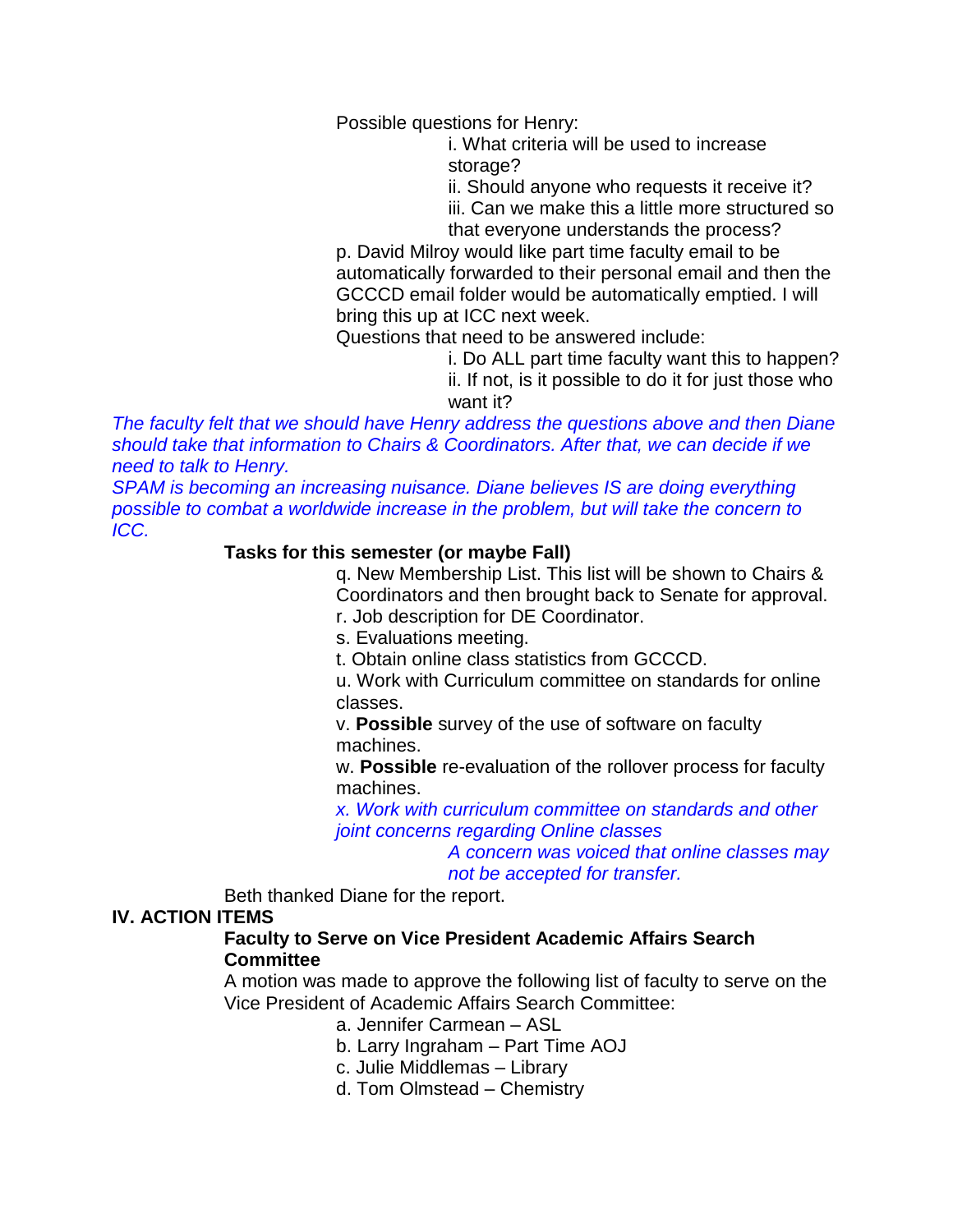Possible questions for Henry:

i. What criteria will be used to increase storage?

ii. Should anyone who requests it receive it?

iii. Can we make this a little more structured so that everyone understands the process?

p. David Milroy would like part time faculty email to be automatically forwarded to their personal email and then the GCCCD email folder would be automatically emptied. I will bring this up at ICC next week.

Questions that need to be answered include:

i. Do ALL part time faculty want this to happen?

ii. If not, is it possible to do it for just those who want it?

*The faculty felt that we should have Henry address the questions above and then Diane should take that information to Chairs & Coordinators. After that, we can decide if we need to talk to Henry.*

*SPAM is becoming an increasing nuisance. Diane believes IS are doing everything possible to combat a worldwide increase in the problem, but will take the concern to ICC.*

**Tasks for this semester (or maybe Fall)**

q. New Membership List. This list will be shown to Chairs & Coordinators and then brought back to Senate for approval.

r. Job description for DE Coordinator.

s. Evaluations meeting.

t. Obtain online class statistics from GCCCD.

u. Work with Curriculum committee on standards for online classes.

v. **Possible** survey of the use of software on faculty machines.

w. **Possible** re-evaluation of the rollover process for faculty machines.

*x. Work with curriculum committee on standards and other joint concerns regarding Online classes*

*A concern was voiced that online classes may not be accepted for transfer.*

Beth thanked Diane for the report.

## IV. ACTION ITEMS

**Faculty to Serve on Vice President Academic Affairs Search Committee**

A motion was made to approve the following list of faculty to serve on the Vice President of Academic Affairs Search Committee:

a. Jennifer Carmean – ASL

b. Larry Ingraham – Part Time AOJ

c. Julie Middlemas – Library

d. Tom Olmstead – Chemistry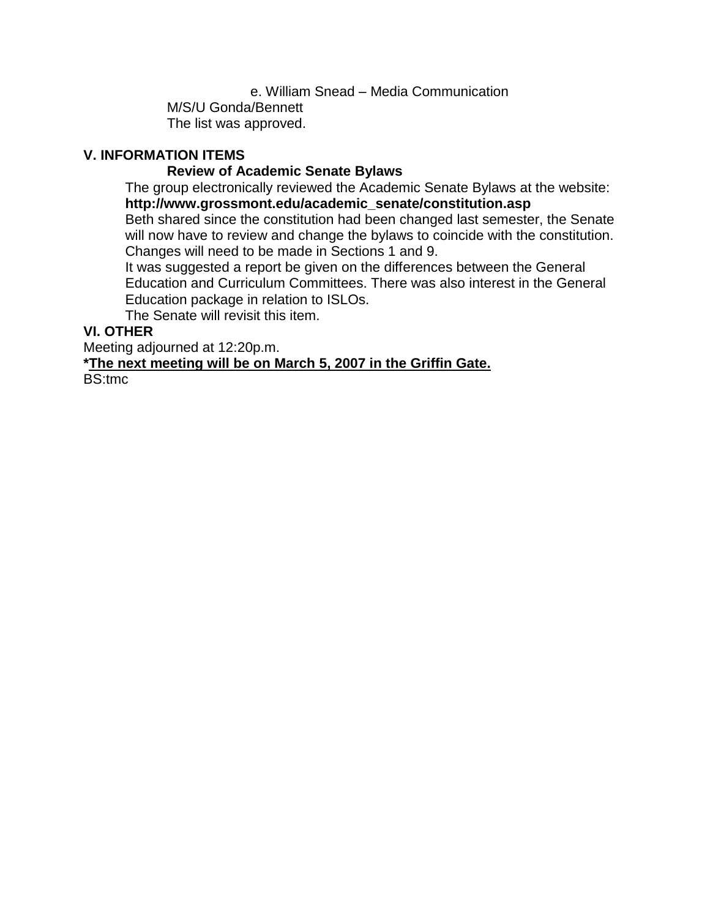e. William Snead – Media Communication

M/S/U Gonda/Bennett

The list was approved.

## V. INFORMATION ITEMS

### Review of Academic Senate Bylaws

The group electronically reviewed the Academic Senate Bylaws at the website: **http://www.grossmont.edu/academic_senate/constitution.asp**

Beth shared since the constitution had been changed last semester, the Senate will now have to review and change the bylaws to coincide with the constitution. Changes will need to be made in Sections 1 and 9.

It was suggested a report be given on the differences between the General Education and Curriculum Committees. There was also interest in the General Education package in relation to ISLOs.

The Senate will revisit this item.

## VI. OTHER

Meeting adjourned at 12:20p.m.

***The next meeting will be on March 5, 2007 in the Griffin Gate.***

BS:tmc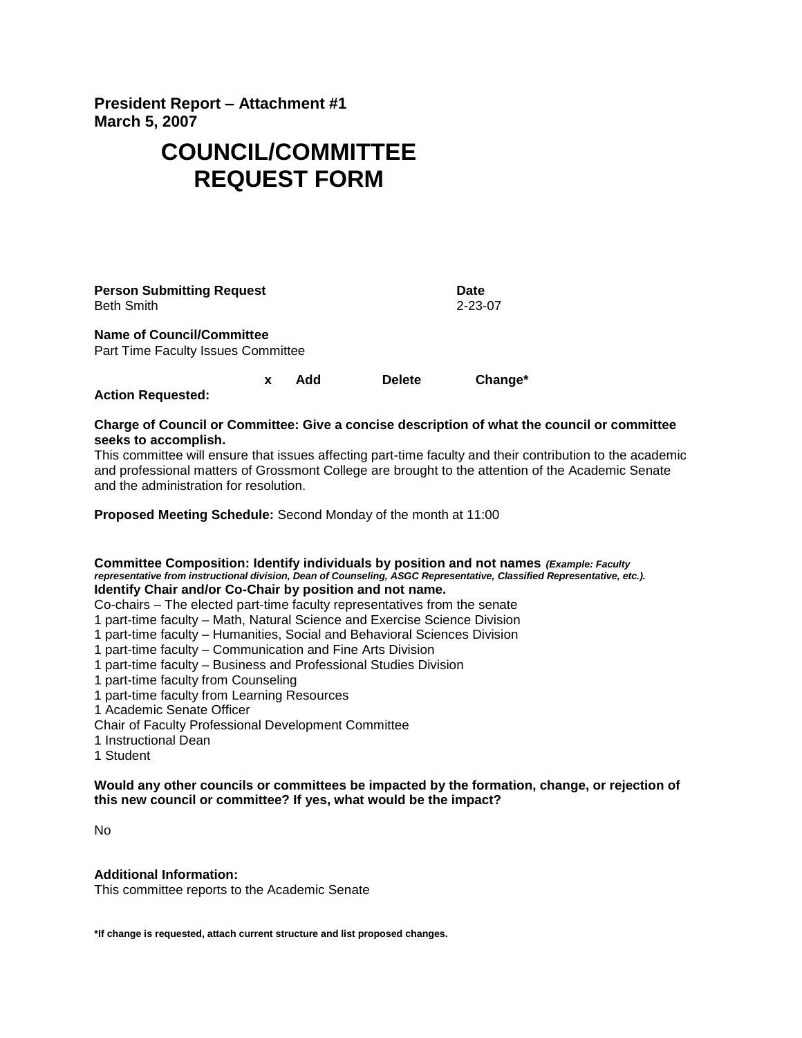**President Report – Attachment #1**
**March 5, 2007**

# COUNCIL/COMMITTEE REQUEST FORM

**Person Submitting Request** — Beth Smith

**Date** — 2-23-07

**Name of Council/Committee**
Part Time Faculty Issues Committee

**Action Requested:** **x Add** **Delete** **Change***

**Charge of Council or Committee: Give a concise description of what the council or committee seeks to accomplish.**
This committee will ensure that issues affecting part-time faculty and their contribution to the academic and professional matters of Grossmont College are brought to the attention of the Academic Senate and the administration for resolution.

**Proposed Meeting Schedule:** Second Monday of the month at 11:00

**Committee Composition: Identify individuals by position and not names** ***(Example: Faculty representative from instructional division, Dean of Counseling, ASGC Representative, Classified Representative, etc.).***
**Identify Chair and/or Co-Chair by position and not name.**

Co-chairs – The elected part-time faculty representatives from the senate
1 part-time faculty – Math, Natural Science and Exercise Science Division
1 part-time faculty – Humanities, Social and Behavioral Sciences Division
1 part-time faculty – Communication and Fine Arts Division
1 part-time faculty – Business and Professional Studies Division
1 part-time faculty from Counseling
1 part-time faculty from Learning Resources
1 Academic Senate Officer
Chair of Faculty Professional Development Committee
1 Instructional Dean
1 Student

**Would any other councils or committees be impacted by the formation, change, or rejection of this new council or committee? If yes, what would be the impact?**

No

**Additional Information:**
This committee reports to the Academic Senate

**\*If change is requested, attach current structure and list proposed changes.**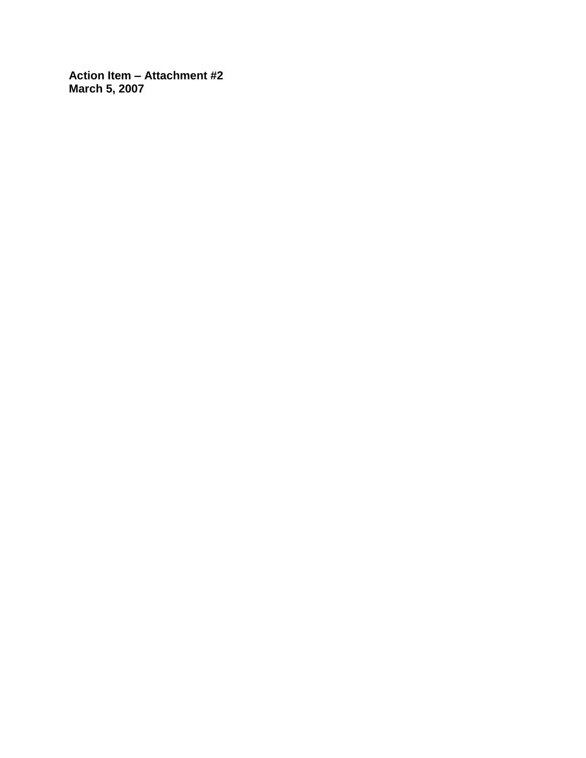**Action Item – Attachment #2**
**March 5, 2007**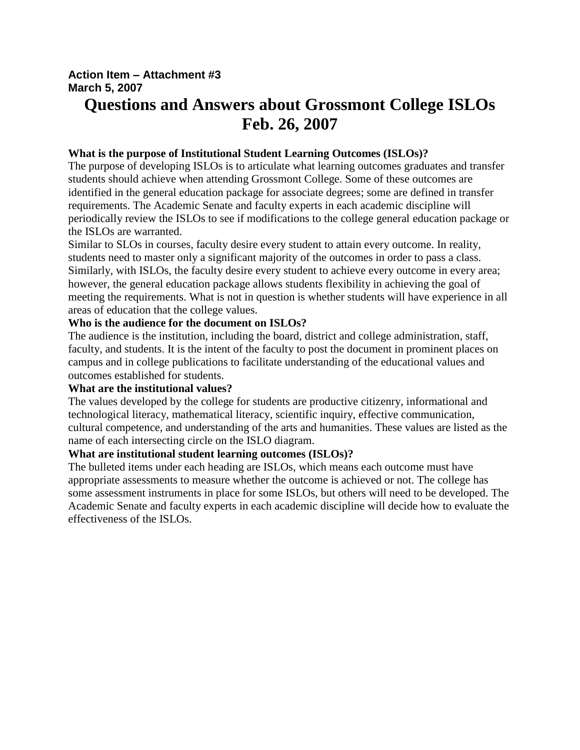**Action Item – Attachment #3**
**March 5, 2007**

# Questions and Answers about Grossmont College ISLOs Feb. 26, 2007

**What is the purpose of Institutional Student Learning Outcomes (ISLOs)?**

The purpose of developing ISLOs is to articulate what learning outcomes graduates and transfer students should achieve when attending Grossmont College. Some of these outcomes are identified in the general education package for associate degrees; some are defined in transfer requirements. The Academic Senate and faculty experts in each academic discipline will periodically review the ISLOs to see if modifications to the college general education package or the ISLOs are warranted.

Similar to SLOs in courses, faculty desire every student to attain every outcome. In reality, students need to master only a significant majority of the outcomes in order to pass a class. Similarly, with ISLOs, the faculty desire every student to achieve every outcome in every area; however, the general education package allows students flexibility in achieving the goal of meeting the requirements. What is not in question is whether students will have experience in all areas of education that the college values.

**Who is the audience for the document on ISLOs?**

The audience is the institution, including the board, district and college administration, staff, faculty, and students. It is the intent of the faculty to post the document in prominent places on campus and in college publications to facilitate understanding of the educational values and outcomes established for students.

**What are the institutional values?**

The values developed by the college for students are productive citizenry, informational and technological literacy, mathematical literacy, scientific inquiry, effective communication, cultural competence, and understanding of the arts and humanities. These values are listed as the name of each intersecting circle on the ISLO diagram.

**What are institutional student learning outcomes (ISLOs)?**

The bulleted items under each heading are ISLOs, which means each outcome must have appropriate assessments to measure whether the outcome is achieved or not. The college has some assessment instruments in place for some ISLOs, but others will need to be developed. The Academic Senate and faculty experts in each academic discipline will decide how to evaluate the effectiveness of the ISLOs.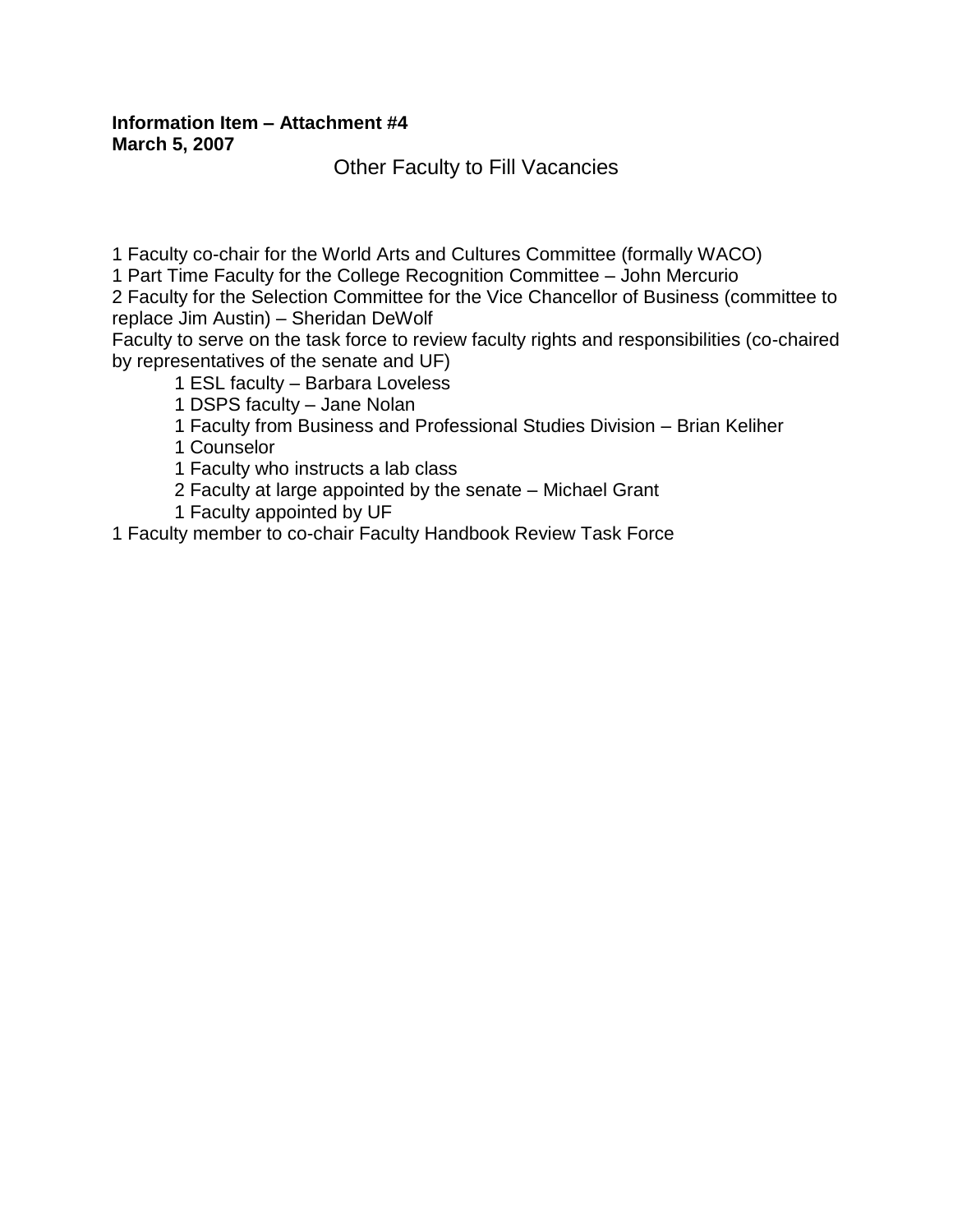**Information Item – Attachment #4**
**March 5, 2007**

## Other Faculty to Fill Vacancies

1 Faculty co-chair for the World Arts and Cultures Committee (formally WACO)
1 Part Time Faculty for the College Recognition Committee – John Mercurio
2 Faculty for the Selection Committee for the Vice Chancellor of Business (committee to replace Jim Austin) – Sheridan DeWolf
Faculty to serve on the task force to review faculty rights and responsibilities (co-chaired by representatives of the senate and UF)

- 1 ESL faculty – Barbara Loveless
- 1 DSPS faculty – Jane Nolan
- 1 Faculty from Business and Professional Studies Division – Brian Keliher
- 1 Counselor
- 1 Faculty who instructs a lab class
- 2 Faculty at large appointed by the senate – Michael Grant
- 1 Faculty appointed by UF

1 Faculty member to co-chair Faculty Handbook Review Task Force